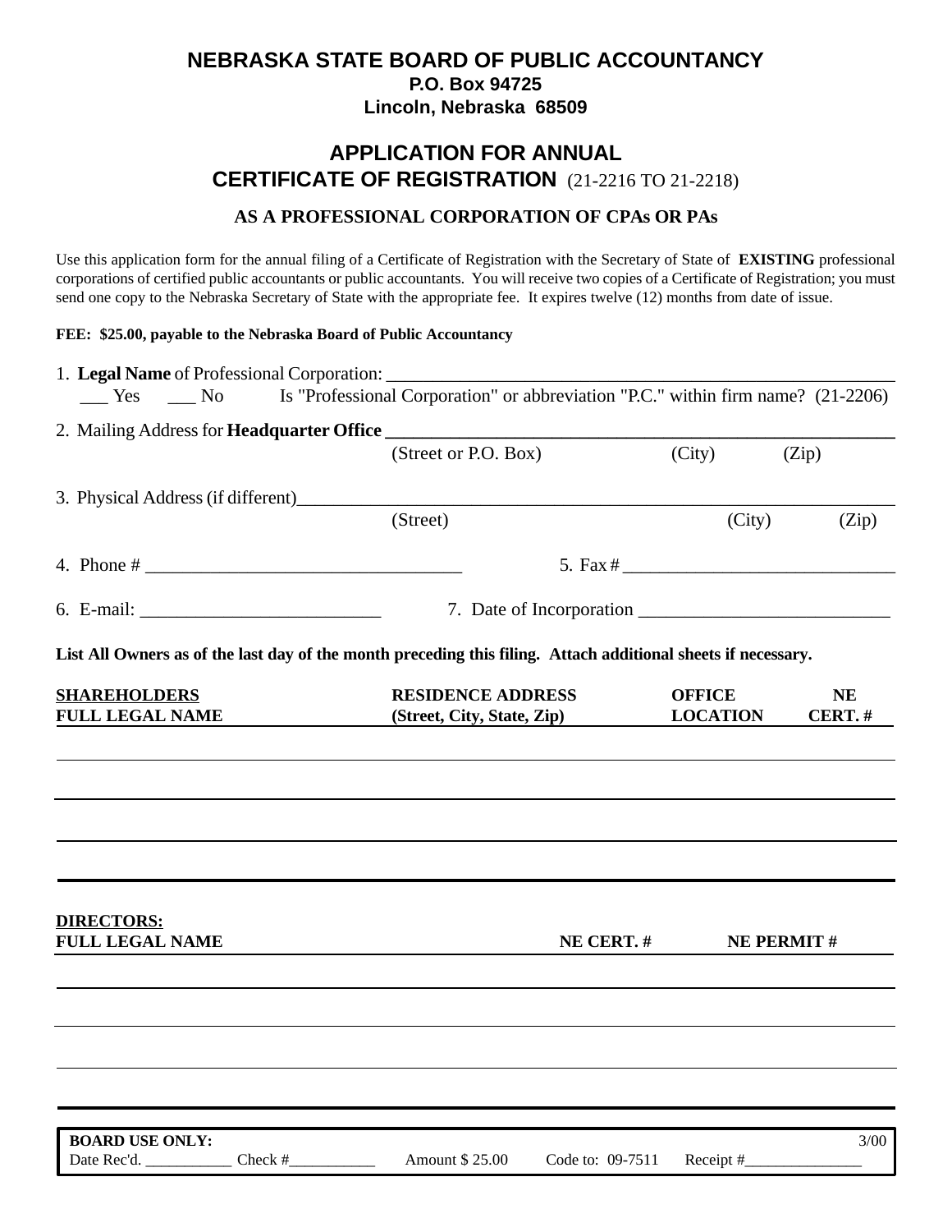# NEBRASKA STATE BOARD OF PUBLIC ACCOUNTANCY

**P.O. Box 94725**
**Lincoln, Nebraska 68509**

## APPLICATION FOR ANNUAL CERTIFICATE OF REGISTRATION (21-2216 TO 21-2218)

### AS A PROFESSIONAL CORPORATION OF CPAs OR PAs

Use this application form for the annual filing of a Certificate of Registration with the Secretary of State of **EXISTING** professional corporations of certified public accountants or public accountants. You will receive two copies of a Certificate of Registration; you must send one copy to the Nebraska Secretary of State with the appropriate fee. It expires twelve (12) months from date of issue.

**FEE: $25.00, payable to the Nebraska Board of Public Accountancy**

1. **Legal Name** of Professional Corporation: ______________________________________________
   ___ Yes ___ No Is "Professional Corporation" or abbreviation "P.C." within firm name? (21-2206)

2. Mailing Address for **Headquarter Office** ______________________________________________
   (Street or P.O. Box) (City) (Zip)

3. Physical Address (if different)______________________________________________
   (Street) (City) (Zip)

4. Phone # ________________________________ 5. Fax # ____________________________

6. E-mail: ________________________ 7. Date of Incorporation _________________________

**List All Owners as of the last day of the month preceding this filing. Attach additional sheets if necessary.**

| SHAREHOLDERS FULL LEGAL NAME | RESIDENCE ADDRESS (Street, City, State, Zip) | OFFICE LOCATION | NE CERT. # |
|---|---|---|---|
| | | | |
| | | | |
| | | | |
| | | | |

| DIRECTORS: FULL LEGAL NAME | NE CERT. # | NE PERMIT # |
|---|---|---|
| | | |
| | | |
| | | |
| | | |

**BOARD USE ONLY:** 3/00
Date Rec'd. ___________ Check #___________ Amount $ 25.00 Code to: 09-7511 Receipt #_______________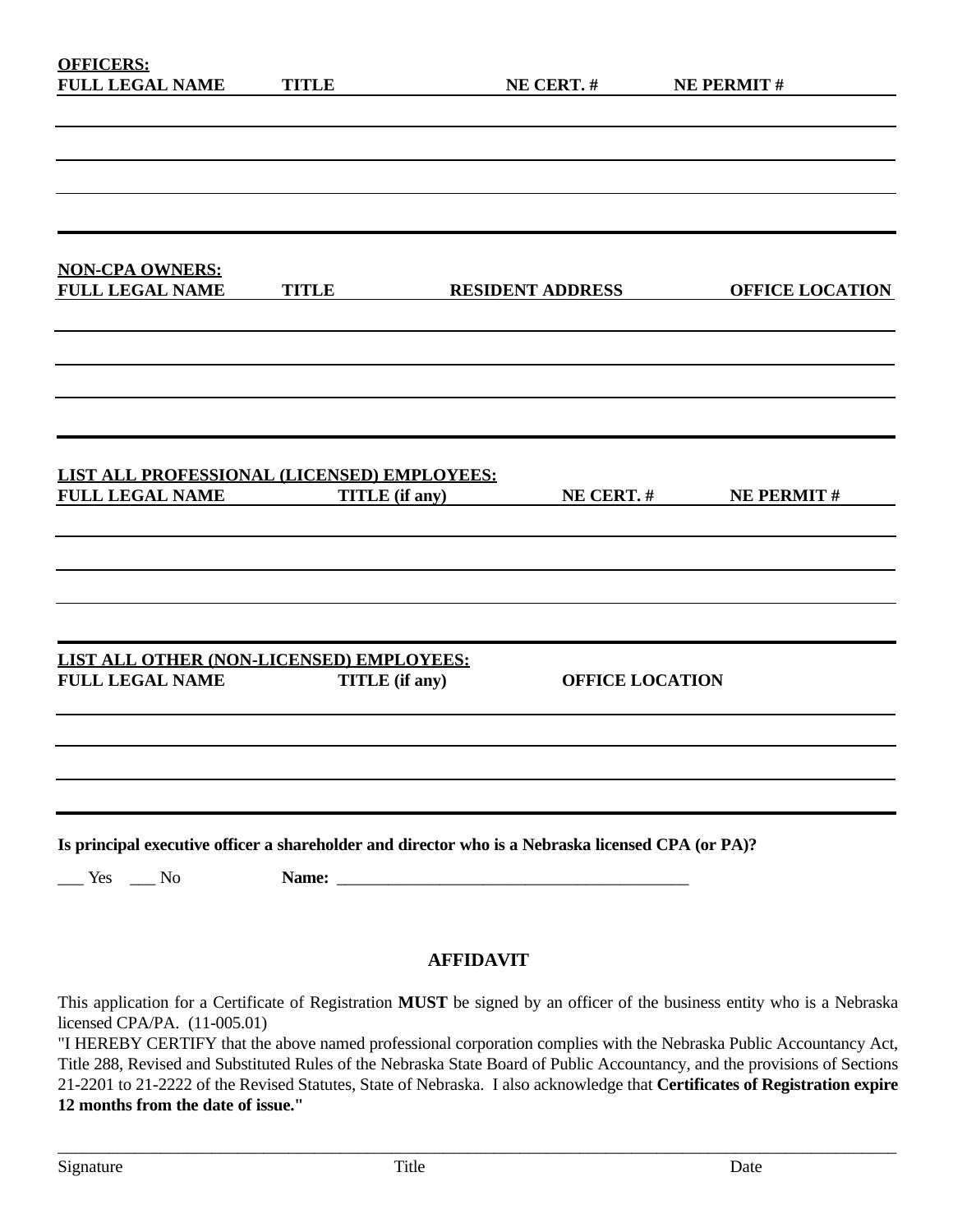**OFFICERS:**

| FULL LEGAL NAME | TITLE | NE CERT. # | NE PERMIT # |
|---|---|---|---|
| | | | |
| | | | |
| | | | |
| | | | |

**NON-CPA OWNERS:**

| FULL LEGAL NAME | TITLE | RESIDENT ADDRESS | OFFICE LOCATION |
|---|---|---|---|
| | | | |
| | | | |
| | | | |
| | | | |

**LIST ALL PROFESSIONAL (LICENSED) EMPLOYEES:**

| FULL LEGAL NAME | TITLE (if any) | NE CERT. # | NE PERMIT # |
|---|---|---|---|
| | | | |
| | | | |
| | | | |
| | | | |

**LIST ALL OTHER (NON-LICENSED) EMPLOYEES:**

| FULL LEGAL NAME | TITLE (if any) | OFFICE LOCATION |
|---|---|---|
| | | |
| | | |
| | | |
| | | |

**Is principal executive officer a shareholder and director who is a Nebraska licensed CPA (or PA)?**

___ Yes ___ No **Name:** ___________________________________________

## AFFIDAVIT

This application for a Certificate of Registration **MUST** be signed by an officer of the business entity who is a Nebraska licensed CPA/PA. (11-005.01)

"I HEREBY CERTIFY that the above named professional corporation complies with the Nebraska Public Accountancy Act, Title 288, Revised and Substituted Rules of the Nebraska State Board of Public Accountancy, and the provisions of Sections 21-2201 to 21-2222 of the Revised Statutes, State of Nebraska. I also acknowledge that **Certificates of Registration expire 12 months from the date of issue."**

_______________________________________________________________________________________________

Signature Title Date